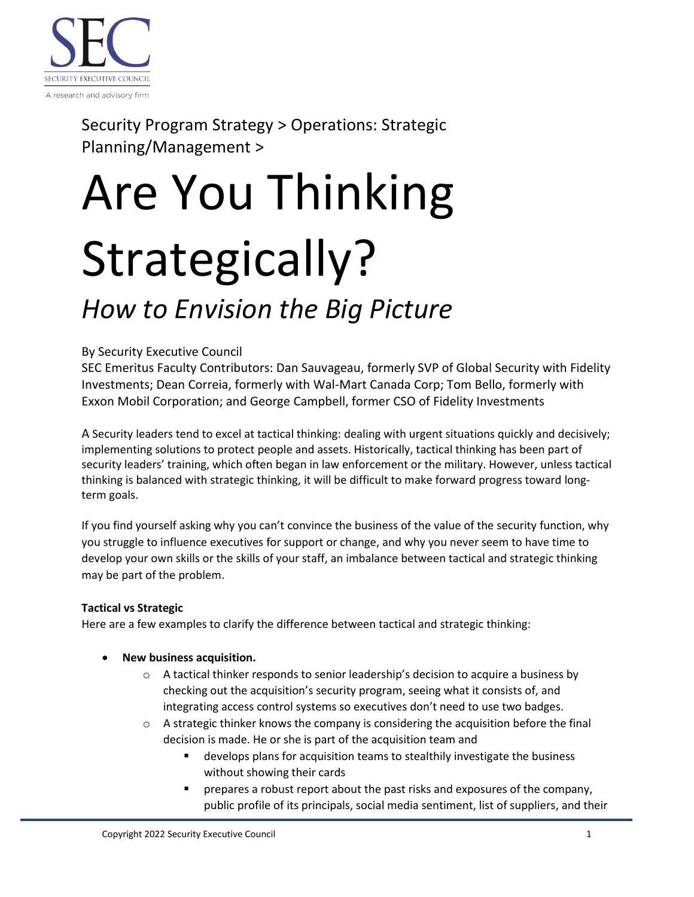Security Program Strategy > Operations: Strategic Planning/Management >

# Are You Thinking Strategically?

## *How to Envision the Big Picture*

By Security Executive Council
SEC Emeritus Faculty Contributors: Dan Sauvageau, formerly SVP of Global Security with Fidelity Investments; Dean Correia, formerly with Wal-Mart Canada Corp; Tom Bello, formerly with Exxon Mobil Corporation; and George Campbell, former CSO of Fidelity Investments

A Security leaders tend to excel at tactical thinking: dealing with urgent situations quickly and decisively; implementing solutions to protect people and assets. Historically, tactical thinking has been part of security leaders' training, which often began in law enforcement or the military. However, unless tactical thinking is balanced with strategic thinking, it will be difficult to make forward progress toward long-term goals.

If you find yourself asking why you can't convince the business of the value of the security function, why you struggle to influence executives for support or change, and why you never seem to have time to develop your own skills or the skills of your staff, an imbalance between tactical and strategic thinking may be part of the problem.

**Tactical vs Strategic**

Here are a few examples to clarify the difference between tactical and strategic thinking:

- **New business acquisition.**
  - A tactical thinker responds to senior leadership's decision to acquire a business by checking out the acquisition's security program, seeing what it consists of, and integrating access control systems so executives don't need to use two badges.
  - A strategic thinker knows the company is considering the acquisition before the final decision is made. He or she is part of the acquisition team and
    - develops plans for acquisition teams to stealthily investigate the business without showing their cards
    - prepares a robust report about the past risks and exposures of the company, public profile of its principals, social media sentiment, list of suppliers, and their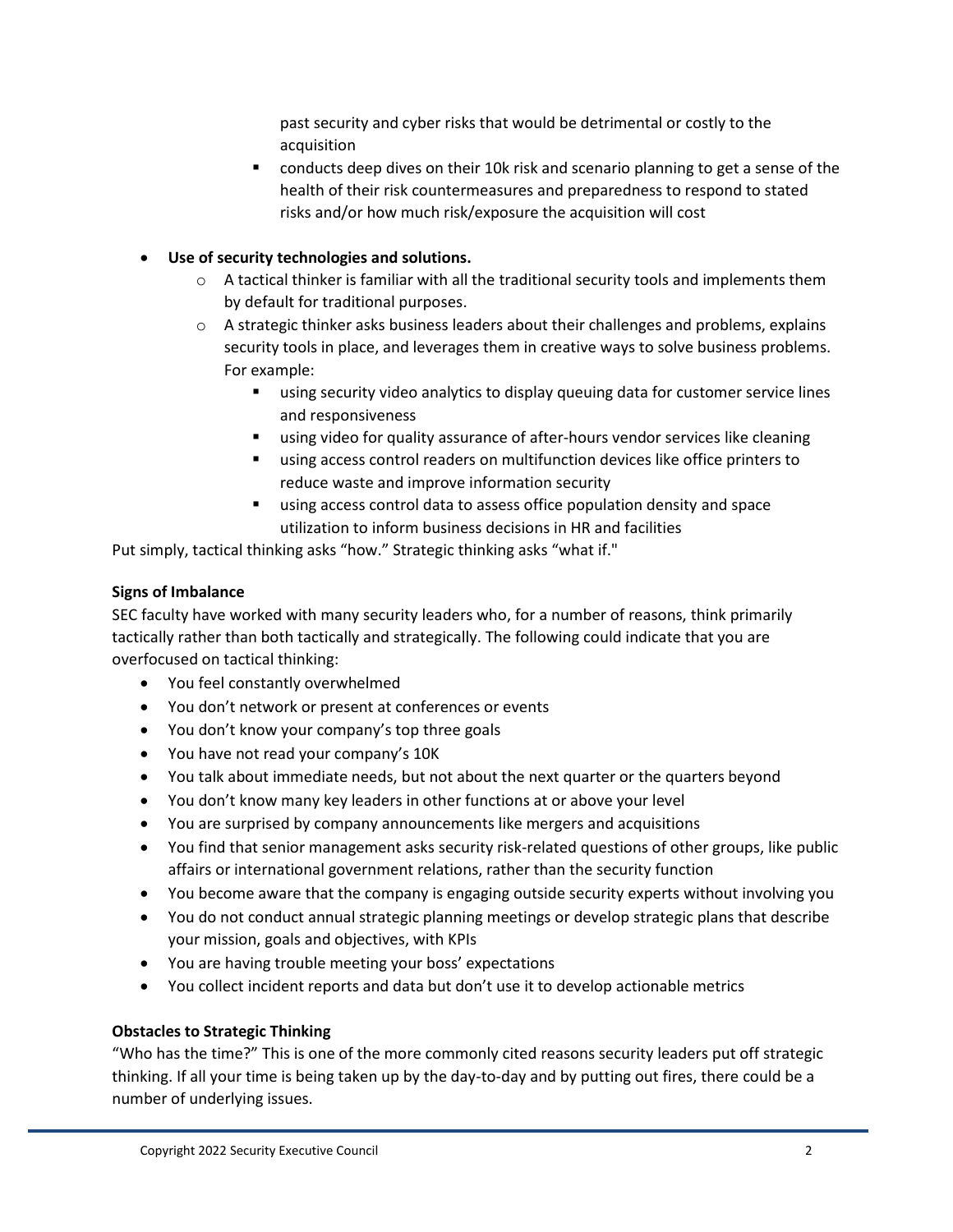- past security and cyber risks that would be detrimental or costly to the acquisition
    - conducts deep dives on their 10k risk and scenario planning to get a sense of the health of their risk countermeasures and preparedness to respond to stated risks and/or how much risk/exposure the acquisition will cost

- **Use of security technologies and solutions.**
  - A tactical thinker is familiar with all the traditional security tools and implements them by default for traditional purposes.
  - A strategic thinker asks business leaders about their challenges and problems, explains security tools in place, and leverages them in creative ways to solve business problems. For example:
    - using security video analytics to display queuing data for customer service lines and responsiveness
    - using video for quality assurance of after-hours vendor services like cleaning
    - using access control readers on multifunction devices like office printers to reduce waste and improve information security
    - using access control data to assess office population density and space utilization to inform business decisions in HR and facilities

Put simply, tactical thinking asks "how." Strategic thinking asks "what if."

**Signs of Imbalance**

SEC faculty have worked with many security leaders who, for a number of reasons, think primarily tactically rather than both tactically and strategically. The following could indicate that you are overfocused on tactical thinking:

- You feel constantly overwhelmed
- You don't network or present at conferences or events
- You don't know your company's top three goals
- You have not read your company's 10K
- You talk about immediate needs, but not about the next quarter or the quarters beyond
- You don't know many key leaders in other functions at or above your level
- You are surprised by company announcements like mergers and acquisitions
- You find that senior management asks security risk-related questions of other groups, like public affairs or international government relations, rather than the security function
- You become aware that the company is engaging outside security experts without involving you
- You do not conduct annual strategic planning meetings or develop strategic plans that describe your mission, goals and objectives, with KPIs
- You are having trouble meeting your boss' expectations
- You collect incident reports and data but don't use it to develop actionable metrics

**Obstacles to Strategic Thinking**

"Who has the time?" This is one of the more commonly cited reasons security leaders put off strategic thinking. If all your time is being taken up by the day-to-day and by putting out fires, there could be a number of underlying issues.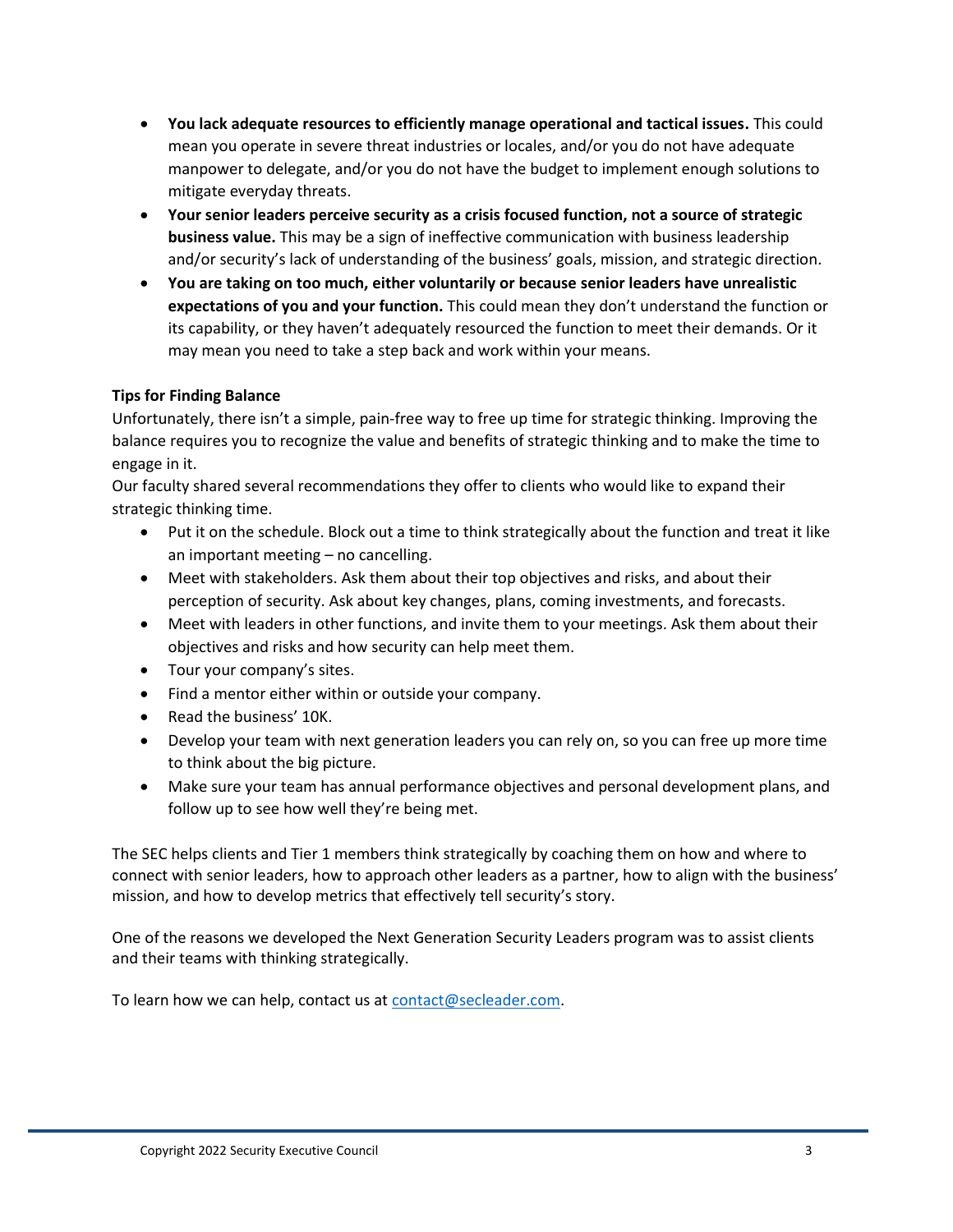- **You lack adequate resources to efficiently manage operational and tactical issues.** This could mean you operate in severe threat industries or locales, and/or you do not have adequate manpower to delegate, and/or you do not have the budget to implement enough solutions to mitigate everyday threats.
- **Your senior leaders perceive security as a crisis focused function, not a source of strategic business value.** This may be a sign of ineffective communication with business leadership and/or security's lack of understanding of the business' goals, mission, and strategic direction.
- **You are taking on too much, either voluntarily or because senior leaders have unrealistic expectations of you and your function.** This could mean they don't understand the function or its capability, or they haven't adequately resourced the function to meet their demands. Or it may mean you need to take a step back and work within your means.

**Tips for Finding Balance**

Unfortunately, there isn't a simple, pain-free way to free up time for strategic thinking. Improving the balance requires you to recognize the value and benefits of strategic thinking and to make the time to engage in it.

Our faculty shared several recommendations they offer to clients who would like to expand their strategic thinking time.

- Put it on the schedule. Block out a time to think strategically about the function and treat it like an important meeting – no cancelling.
- Meet with stakeholders. Ask them about their top objectives and risks, and about their perception of security. Ask about key changes, plans, coming investments, and forecasts.
- Meet with leaders in other functions, and invite them to your meetings. Ask them about their objectives and risks and how security can help meet them.
- Tour your company's sites.
- Find a mentor either within or outside your company.
- Read the business' 10K.
- Develop your team with next generation leaders you can rely on, so you can free up more time to think about the big picture.
- Make sure your team has annual performance objectives and personal development plans, and follow up to see how well they're being met.

The SEC helps clients and Tier 1 members think strategically by coaching them on how and where to connect with senior leaders, how to approach other leaders as a partner, how to align with the business' mission, and how to develop metrics that effectively tell security's story.

One of the reasons we developed the Next Generation Security Leaders program was to assist clients and their teams with thinking strategically.

To learn how we can help, contact us at contact@secleader.com.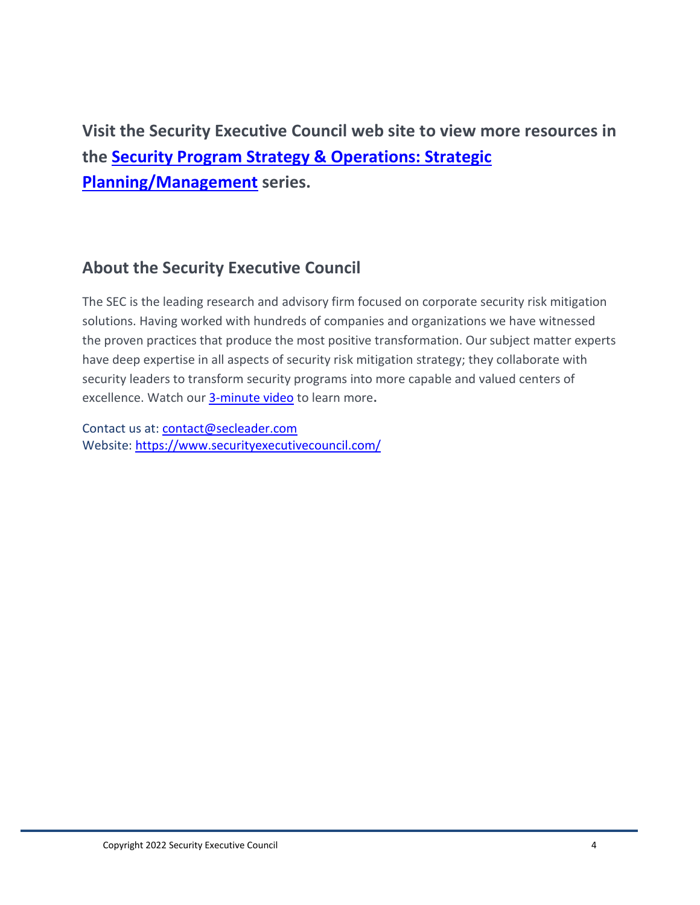**Visit the Security Executive Council web site to view more resources in the Security Program Strategy & Operations: Strategic Planning/Management series.**

## About the Security Executive Council

The SEC is the leading research and advisory firm focused on corporate security risk mitigation solutions. Having worked with hundreds of companies and organizations we have witnessed the proven practices that produce the most positive transformation. Our subject matter experts have deep expertise in all aspects of security risk mitigation strategy; they collaborate with security leaders to transform security programs into more capable and valued centers of excellence. Watch our 3-minute video to learn more.

Contact us at: contact@secleader.com
Website: https://www.securityexecutivecouncil.com/

Copyright 2022 Security Executive Council